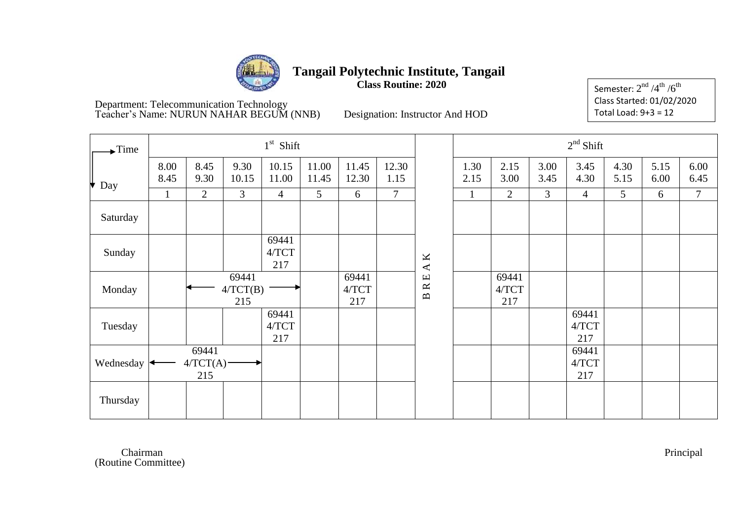# Tangail Polytechnic Institute, Tangail

**Class Routine: 2020**

Semester: $2^{nd}$ /$4^{th}$ /$6^{th}$
Class Started: 01/02/2020
Total Load: 9+3 = 12

Department: Telecommunication Technology
Teacher's Name: NURUN NAHAR BEGUM (NNB) Designation: Instructor And HOD

| Time → / Day ↓ | 1st Shift | | | | | | | | 2nd Shift | | | | | | |
|---|---|---|---|---|---|---|---|---|---|---|---|---|---|---|---|
| | 8.00 8.45 | 8.45 9.30 | 9.30 10.15 | 10.15 11.00 | 11.00 11.45 | 11.45 12.30 | 12.30 1.15 | | 1.30 2.15 | 2.15 3.00 | 3.00 3.45 | 3.45 4.30 | 4.30 5.15 | 5.15 6.00 | 6.00 6.45 |
| | 1 | 2 | 3 | 4 | 5 | 6 | 7 | | 1 | 2 | 3 | 4 | 5 | 6 | 7 |
| Saturday | | | | | | | | B R E A K | | | | | | | |
| Sunday | | | | 69441 4/TCT 217 | | | | | | | | | | | |
| Monday | | ← 69441 4/TCT(B) 215 → | | | | 69441 4/TCT 217 | | | | 69441 4/TCT 217 | | | | | |
| Tuesday | | | | 69441 4/TCT 217 | | | | | | | | 69441 4/TCT 217 | | | |
| Wednesday | ← 69441 4/TCT(A) 215 → | | | | | | | | | | | 69441 4/TCT 217 | | | |
| Thursday | | | | | | | | | | | | | | | |

Chairman
(Routine Committee)

Principal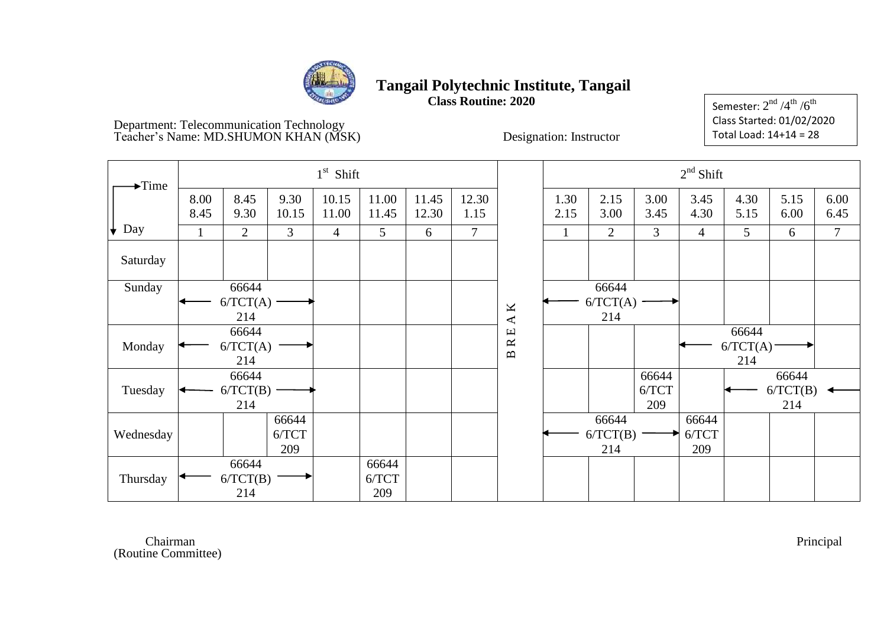# Tangail Polytechnic Institute, Tangail

**Class Routine: 2020**

Department: Telecommunication Technology
Teacher's Name: MD.SHUMON KHAN (MSK)

Designation: Instructor

Semester: 2nd /4th /6th
Class Started: 01/02/2020
Total Load: 14+14 = 28

| Time → / Day ↓ | 1st Shift | | | | | | | | 2nd Shift | | | | | | |
|---|---|---|---|---|---|---|---|---|---|---|---|---|---|---|---|
| | 8.00 8.45 | 8.45 9.30 | 9.30 10.15 | 10.15 11.00 | 11.00 11.45 | 11.45 12.30 | 12.30 1.15 | | 1.30 2.15 | 2.15 3.00 | 3.00 3.45 | 3.45 4.30 | 4.30 5.15 | 5.15 6.00 | 6.00 6.45 |
| | 1 | 2 | 3 | 4 | 5 | 6 | 7 | | 1 | 2 | 3 | 4 | 5 | 6 | 7 |
| Saturday | | | | | | | | B R E A K | | | | | | | |
| Sunday | ← 66644 6/TCT(A) 214 → | | | | | | | | ← 66644 6/TCT(A) 214 → | | | | | | |
| Monday | ← 66644 6/TCT(A) 214 → | | | | | | | | | | | ← 66644 6/TCT(A) 214 → | | | |
| Tuesday | ← 66644 6/TCT(B) 214 → | | | | | | | | | | 66644 6/TCT 209 | | ← 66644 6/TCT(B) 214 ← | | |
| Wednesday | | | 66644 6/TCT 209 | | | | | | ← 66644 6/TCT(B) 214 → | | | 66644 6/TCT 209 | | | |
| Thursday | ← 66644 6/TCT(B) 214 → | | | | 66644 6/TCT 209 | | | | | | | | | | |

Chairman
(Routine Committee)

Principal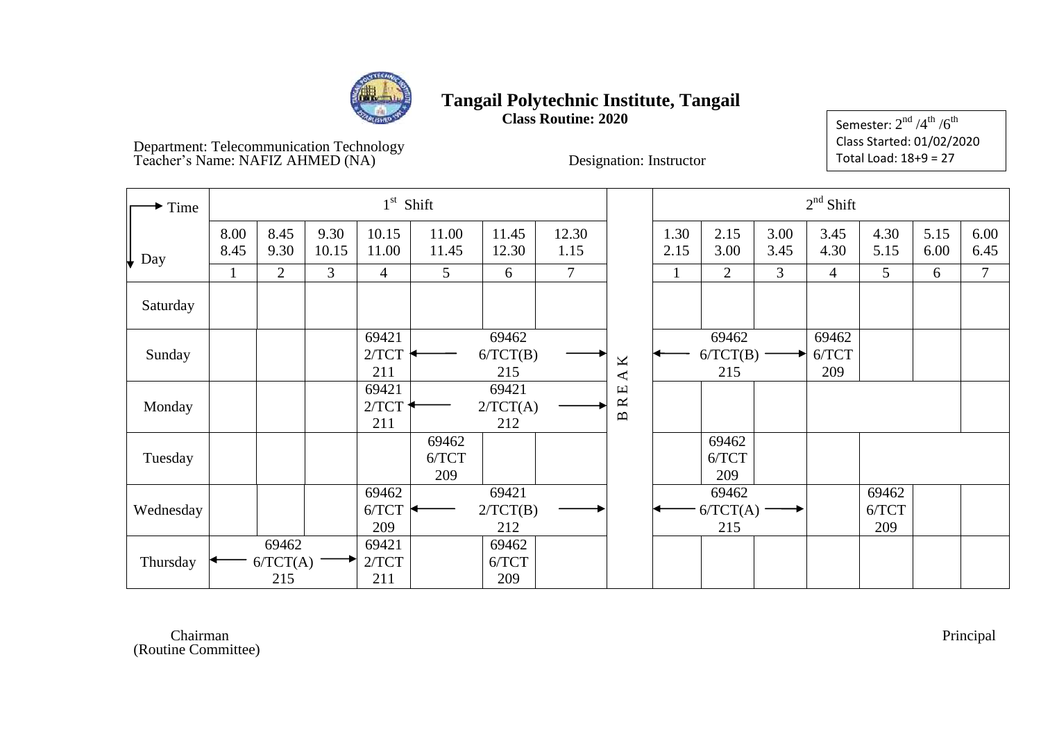# Tangail Polytechnic Institute, Tangail

**Class Routine: 2020**

Semester: 2nd /4th /6th
Class Started: 01/02/2020
Total Load: 18+9 = 27

Department: Telecommunication Technology
Teacher's Name: NAFIZ AHMED (NA)

Designation: Instructor

| Time → / Day ↓ | 1st Shift | | | | | | | | 2nd Shift | | | | | | |
|---|---|---|---|---|---|---|---|---|---|---|---|---|---|---|---|
| | 8.00 8.45 | 8.45 9.30 | 9.30 10.15 | 10.15 11.00 | 11.00 11.45 | 11.45 12.30 | 12.30 1.15 | | 1.30 2.15 | 2.15 3.00 | 3.00 3.45 | 3.45 4.30 | 4.30 5.15 | 5.15 6.00 | 6.00 6.45 |
| | 1 | 2 | 3 | 4 | 5 | 6 | 7 | | 1 | 2 | 3 | 4 | 5 | 6 | 7 |
| Saturday | | | | | | | | B R E A K | | | | | | | |
| Sunday | | | | 69421 2/TCT 211 | ← 69462 6/TCT(B) 215 → | | | | ← 69462 6/TCT(B) 215 → | | | 69462 6/TCT 209 | | | |
| Monday | | | | 69421 2/TCT 211 | ← 69421 2/TCT(A) 212 → | | | | | | | | | | |
| Tuesday | | | | | 69462 6/TCT 209 | | | | | 69462 6/TCT 209 | | | | | |
| Wednesday | | | | 69462 6/TCT 209 | ← 69421 2/TCT(B) 212 → | | | | ← 69462 6/TCT(A) 215 → | | | | 69462 6/TCT 209 | | |
| Thursday | ← 69462 6/TCT(A) 215 → | | | 69421 2/TCT 211 | | 69462 6/TCT 209 | | | | | | | | | |

Chairman
(Routine Committee)

Principal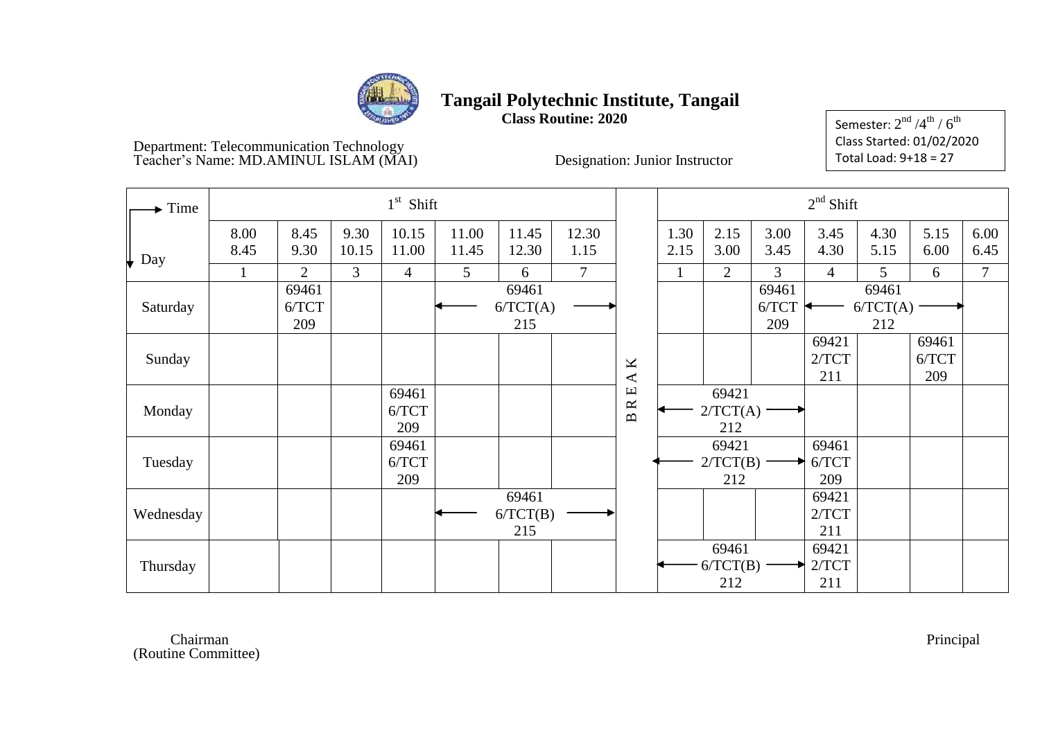# Tangail Polytechnic Institute, Tangail

**Class Routine: 2020**

Semester: $2^{nd}$ / $4^{th}$ / $6^{th}$
Class Started: 01/02/2020
Total Load: 9+18 = 27

Department: Telecommunication Technology
Teacher's Name: MD.AMINUL ISLAM (MAI)

Designation: Junior Instructor

| Time → / Day ↓ | 1st Shift | | | | | | | | 2nd Shift | | | | | | |
|---|---|---|---|---|---|---|---|---|---|---|---|---|---|---|---|
| | 8.00 8.45 | 8.45 9.30 | 9.30 10.15 | 10.15 11.00 | 11.00 11.45 | 11.45 12.30 | 12.30 1.15 | | 1.30 2.15 | 2.15 3.00 | 3.00 3.45 | 3.45 4.30 | 4.30 5.15 | 5.15 6.00 | 6.00 6.45 |
| | 1 | 2 | 3 | 4 | 5 | 6 | 7 | | 1 | 2 | 3 | 4 | 5 | 6 | 7 |
| Saturday | | 69461 6/TCT 209 | | | ← 69461 6/TCT(A) 215 → | | | BREAK | | | 69461 6/TCT 209 | ← 69461 6/TCT(A) 212 → | | | |
| Sunday | | | | | | | | | | | | 69421 2/TCT 211 | | 69461 6/TCT 209 | |
| Monday | | | | 69461 6/TCT 209 | | | | | ← 69421 2/TCT(A) 212 → | | | | | | |
| Tuesday | | | | 69461 6/TCT 209 | | | | | ← 69421 2/TCT(B) 212 → | | | 69461 6/TCT 209 | | | |
| Wednesday | | | | | ← 69461 6/TCT(B) 215 → | | | | | | | 69421 2/TCT 211 | | | |
| Thursday | | | | | | | | | ← 69461 6/TCT(B) 212 → | | | 69421 2/TCT 211 | | | |

Chairman
(Routine Committee)

Principal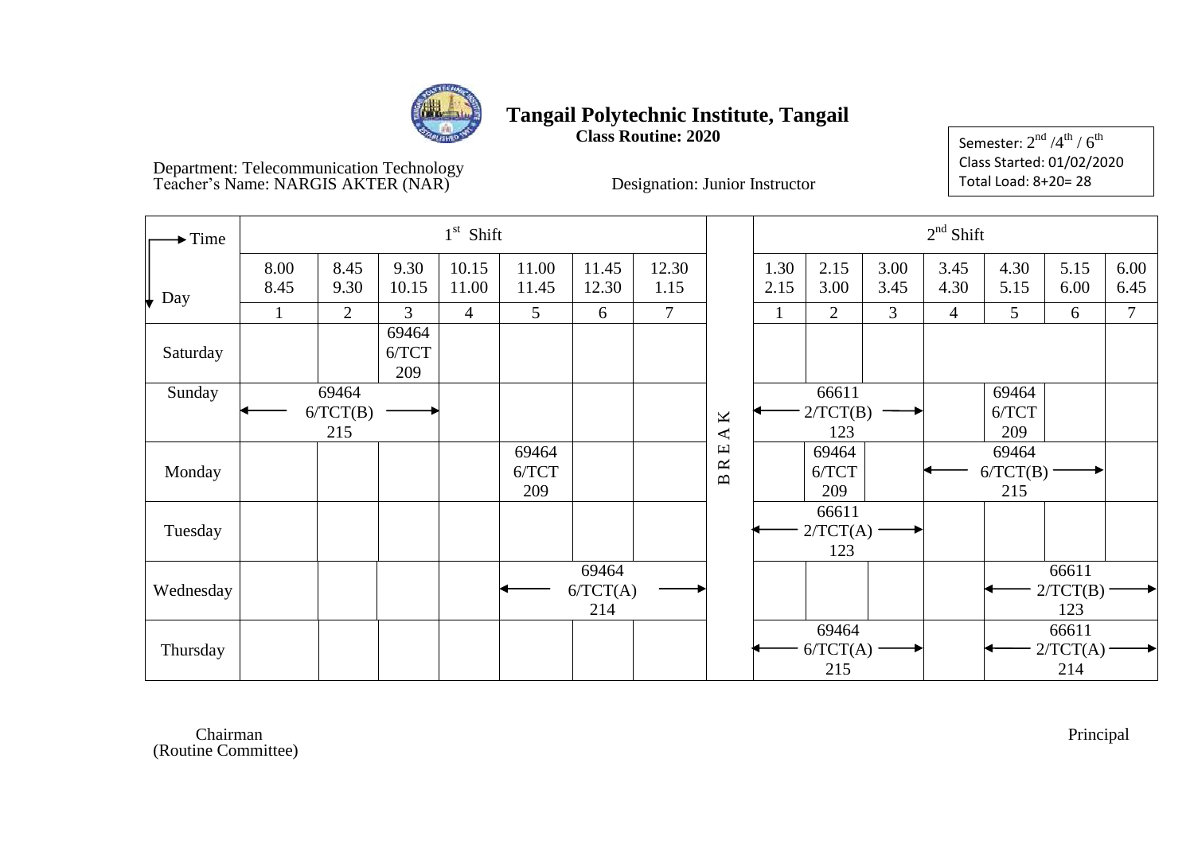# Tangail Polytechnic Institute, Tangail

**Class Routine: 2020**

Semester: $2^{nd}$ /$4^{th}$ / $6^{th}$
Class Started: 01/02/2020
Total Load: 8+20= 28

Department: Telecommunication Technology
Teacher's Name: NARGIS AKTER (NAR)

Designation: Junior Instructor

| Time / Day | 1st Shift | | | | | | | | 2nd Shift | | | | | | |
|---|---|---|---|---|---|---|---|---|---|---|---|---|---|---|---|
| | 8.00 8.45 | 8.45 9.30 | 9.30 10.15 | 10.15 11.00 | 11.00 11.45 | 11.45 12.30 | 12.30 1.15 | | 1.30 2.15 | 2.15 3.00 | 3.00 3.45 | 3.45 4.30 | 4.30 5.15 | 5.15 6.00 | 6.00 6.45 |
| | 1 | 2 | 3 | 4 | 5 | 6 | 7 | | 1 | 2 | 3 | 4 | 5 | 6 | 7 |
| Saturday | | | 69464 6/TCT 209 | | | | | B | | | | | | | |
| Sunday | ← 69464 6/TCT(B) 215 → | | | | | | | R | ← 66611 2/TCT(B) 123 → | | | | 69464 6/TCT 209 | | |
| Monday | | | | | 69464 6/TCT 209 | | | E | | 69464 6/TCT 209 | | ← 69464 6/TCT(B) 215 → | | | |
| Tuesday | | | | | | | | A | ← 66611 2/TCT(A) 123 → | | | | | | |
| Wednesday | | | | | ← 69464 6/TCT(A) 214 → | | | K | | | | | ← 66611 2/TCT(B) 123 → | | |
| Thursday | | | | | | | | | ← 69464 6/TCT(A) 215 → | | | | ← 66611 2/TCT(A) 214 → | | |

Chairman
(Routine Committee)

Principal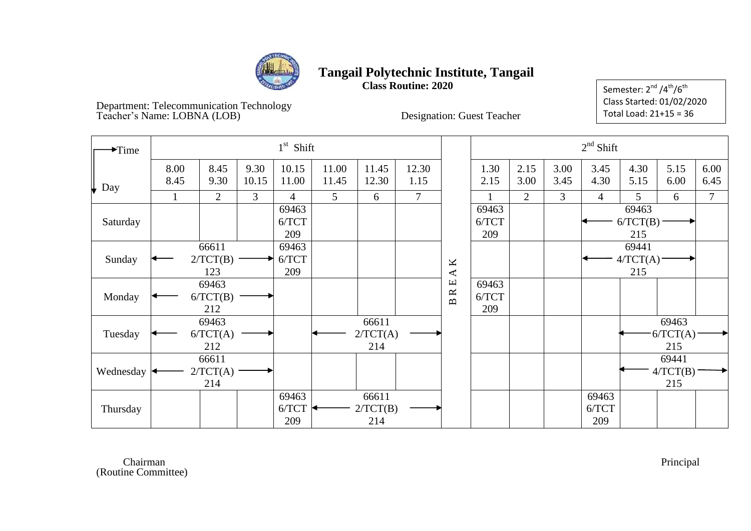# Tangail Polytechnic Institute, Tangail

**Class Routine: 2020**

Semester: 2nd /4th/6th
Class Started: 01/02/2020
Total Load: 21+15 = 36

Department: Telecommunication Technology
Teacher's Name: LOBNA (LOB)

Designation: Guest Teacher

| Time → / Day ↓ | 1st Shift | | | | | | | | 2nd Shift | | | | | | |
|---|---|---|---|---|---|---|---|---|---|---|---|---|---|---|---|
| | 8.00 8.45 | 8.45 9.30 | 9.30 10.15 | 10.15 11.00 | 11.00 11.45 | 11.45 12.30 | 12.30 1.15 | | 1.30 2.15 | 2.15 3.00 | 3.00 3.45 | 3.45 4.30 | 4.30 5.15 | 5.15 6.00 | 6.00 6.45 |
| | 1 | 2 | 3 | 4 | 5 | 6 | 7 | | 1 | 2 | 3 | 4 | 5 | 6 | 7 |
| Saturday | | | | 69463 6/TCT 209 | | | | B | 69463 6/TCT 209 | | | ← 69463 6/TCT(B) 215 → | | | |
| Sunday | ← 66611 2/TCT(B) 123 → | | | 69463 6/TCT 209 | | | | R | | | | ← 69441 4/TCT(A) 215 → | | | |
| Monday | ← 69463 6/TCT(B) 212 → | | | | | | | E | 69463 6/TCT 209 | | | | | | |
| Tuesday | ← 69463 6/TCT(A) 212 → | | | | ← 66611 2/TCT(A) 214 → | | | A | | | | | ← 69463 6/TCT(A) 215 → | | |
| Wednesday | ← 66611 2/TCT(A) 214 → | | | | | | | K | | | | | ← 69441 4/TCT(B) 215 → | | |
| Thursday | | | | 69463 6/TCT 209 | ← 66611 2/TCT(B) 214 → | | | | | | | 69463 6/TCT 209 | | | |

Chairman
(Routine Committee)

Principal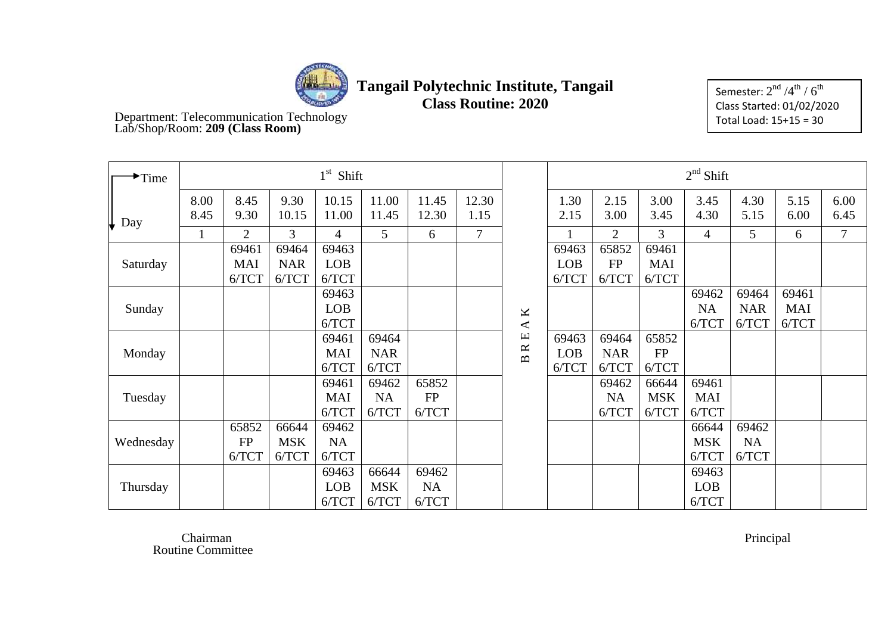# Tangail Polytechnic Institute, Tangail

## Class Routine: 2020

Department: Telecommunication Technology
Lab/Shop/Room: **209 (Class Room)**

Semester: 2nd /4th / 6th
Class Started: 01/02/2020
Total Load: 15+15 = 30

| Time / Day | 1st Shift | | | | | | | | 2nd Shift | | | | | | |
|---|---|---|---|---|---|---|---|---|---|---|---|---|---|---|---|
| | 8.00 8.45 | 8.45 9.30 | 9.30 10.15 | 10.15 11.00 | 11.00 11.45 | 11.45 12.30 | 12.30 1.15 | | 1.30 2.15 | 2.15 3.00 | 3.00 3.45 | 3.45 4.30 | 4.30 5.15 | 5.15 6.00 | 6.00 6.45 |
| | 1 | 2 | 3 | 4 | 5 | 6 | 7 | | 1 | 2 | 3 | 4 | 5 | 6 | 7 |
| Saturday | | 69461 MAI 6/TCT | 69464 NAR 6/TCT | 69463 LOB 6/TCT | | | | BREAK | 69463 LOB 6/TCT | 65852 FP 6/TCT | 69461 MAI 6/TCT | | | | |
| Sunday | | | | 69463 LOB 6/TCT | | | | | | | | 69462 NA 6/TCT | 69464 NAR 6/TCT | 69461 MAI 6/TCT | |
| Monday | | | | 69461 MAI 6/TCT | 69464 NAR 6/TCT | | | | 69463 LOB 6/TCT | 69464 NAR 6/TCT | 65852 FP 6/TCT | | | | |
| Tuesday | | | | 69461 MAI 6/TCT | 69462 NA 6/TCT | 65852 FP 6/TCT | | | | 69462 NA 6/TCT | 66644 MSK 6/TCT | 69461 MAI 6/TCT | | | |
| Wednesday | | 65852 FP 6/TCT | 66644 MSK 6/TCT | 69462 NA 6/TCT | | | | | | | | 66644 MSK 6/TCT | 69462 NA 6/TCT | | |
| Thursday | | | | 69463 LOB 6/TCT | 66644 MSK 6/TCT | 69462 NA 6/TCT | | | | | | 69463 LOB 6/TCT | | | |

Chairman
Routine Committee

Principal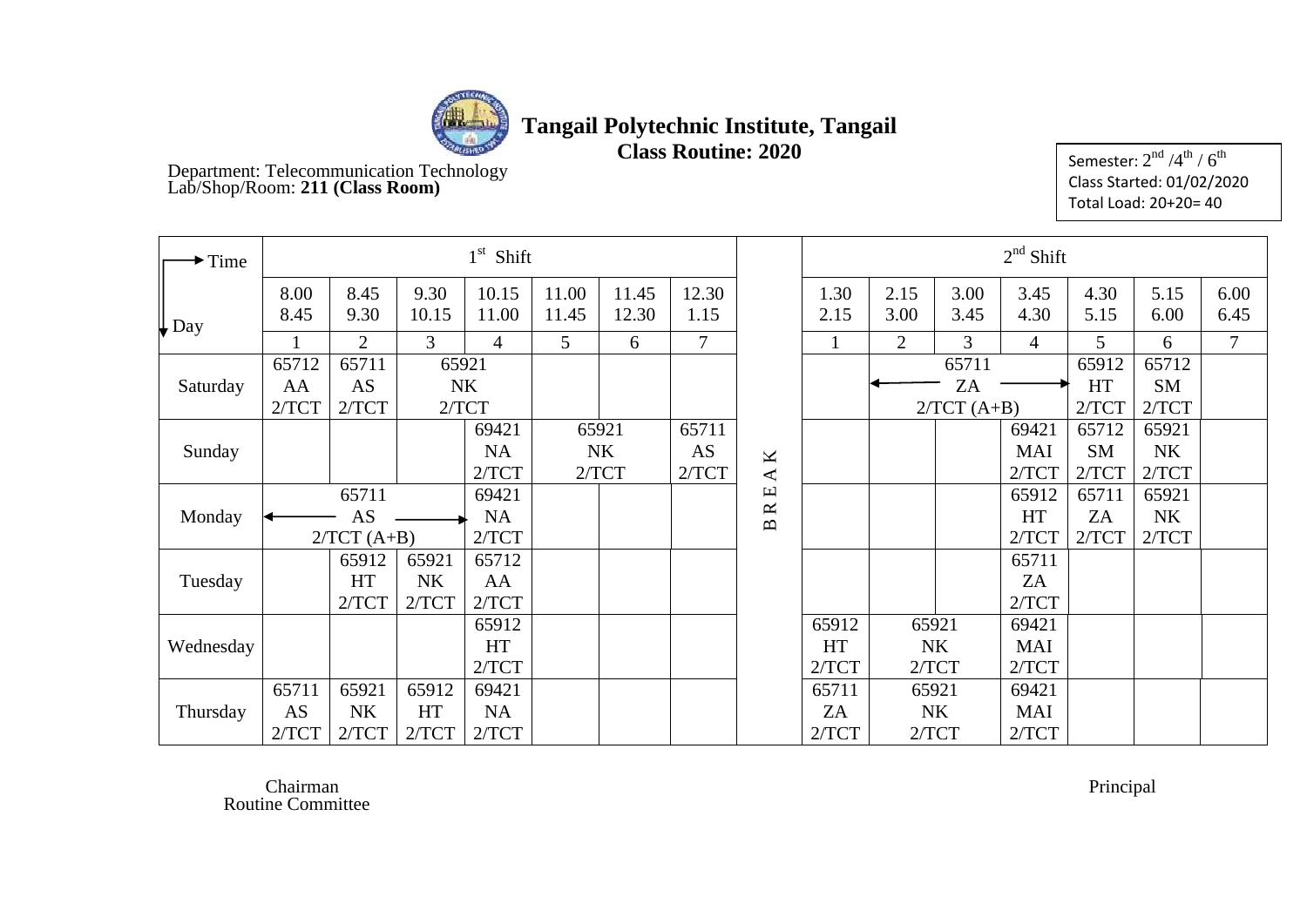# Tangail Polytechnic Institute, Tangail

## Class Routine: 2020

Department: Telecommunication Technology
Lab/Shop/Room: **211 (Class Room)**

Semester: 2nd /4th / 6th
Class Started: 01/02/2020
Total Load: 20+20= 40

| Time → / Day ↓ | 1st Shift | | | | | | | | 2nd Shift | | | | | | |
|---|---|---|---|---|---|---|---|---|---|---|---|---|---|---|---|
| | 8.00 8.45 | 8.45 9.30 | 9.30 10.15 | 10.15 11.00 | 11.00 11.45 | 11.45 12.30 | 12.30 1.15 | | 1.30 2.15 | 2.15 3.00 | 3.00 3.45 | 3.45 4.30 | 4.30 5.15 | 5.15 6.00 | 6.00 6.45 |
| | 1 | 2 | 3 | 4 | 5 | 6 | 7 | | 1 | 2 | 3 | 4 | 5 | 6 | 7 |
| Saturday | 65712 AA 2/TCT | 65711 AS 2/TCT | 65921 NK 2/TCT | | | | | BREAK | | ← 65711 ZA 2/TCT (A+B) → | | | 65912 HT 2/TCT | 65712 SM 2/TCT | |
| Sunday | | | | 69421 NA 2/TCT | 65921 NK 2/TCT | | 65711 AS 2/TCT | | | | | 69421 MAI 2/TCT | 65712 SM 2/TCT | 65921 NK 2/TCT | |
| Monday | ← 65711 AS 2/TCT (A+B) → | | | 69421 NA 2/TCT | | | | | | | | 65912 HT 2/TCT | 65711 ZA 2/TCT | 65921 NK 2/TCT | |
| Tuesday | | 65912 HT 2/TCT | 65921 NK 2/TCT | 65712 AA 2/TCT | | | | | | | | 65711 ZA 2/TCT | | | |
| Wednesday | | | | 65912 HT 2/TCT | | | | | 65912 HT 2/TCT | 65921 NK 2/TCT | | 69421 MAI 2/TCT | | | |
| Thursday | 65711 AS 2/TCT | 65921 NK 2/TCT | 65912 HT 2/TCT | 69421 NA 2/TCT | | | | | 65711 ZA 2/TCT | 65921 NK 2/TCT | | 69421 MAI 2/TCT | | | |

Chairman
Routine Committee

Principal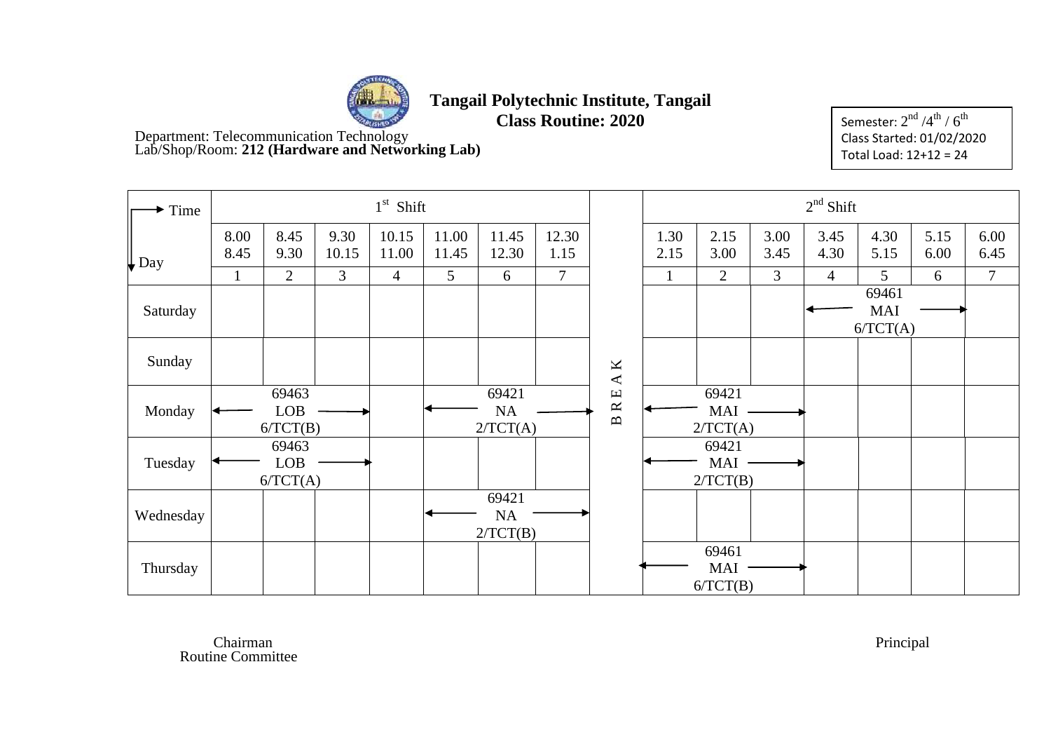# Tangail Polytechnic Institute, Tangail
## Class Routine: 2020

Department: Telecommunication Technology
Lab/Shop/Room: **212 (Hardware and Networking Lab)**

Semester: $2^{nd}$ / $4^{th}$ / $6^{th}$
Class Started: 01/02/2020
Total Load: 12+12 = 24

| Time → / Day ↓ | 1st Shift | | | | | | | | 2nd Shift | | | | | | |
|---|---|---|---|---|---|---|---|---|---|---|---|---|---|---|---|
| | 8.00 8.45 | 8.45 9.30 | 9.30 10.15 | 10.15 11.00 | 11.00 11.45 | 11.45 12.30 | 12.30 1.15 | | 1.30 2.15 | 2.15 3.00 | 3.00 3.45 | 3.45 4.30 | 4.30 5.15 | 5.15 6.00 | 6.00 6.45 |
| | 1 | 2 | 3 | 4 | 5 | 6 | 7 | | 1 | 2 | 3 | 4 | 5 | 6 | 7 |
| Saturday | | | | | | | | B R E A K | | | | ← 69461 MAI 6/TCT(A) → | | | |
| Sunday | | | | | | | | | | | | | | | |
| Monday | ← 69463 LOB 6/TCT(B) → | | | | ← 69421 NA 2/TCT(A) → | | | | ← 69421 MAI 2/TCT(A) → | | | | | | |
| Tuesday | ← 69463 LOB 6/TCT(A) → | | | | | | | | ← 69421 MAI 2/TCT(B) → | | | | | | |
| Wednesday | | | | | ← 69421 NA 2/TCT(B) → | | | | | | | | | | |
| Thursday | | | | | | | | | ← 69461 MAI 6/TCT(B) → | | | | | | |

Chairman
Routine Committee

Principal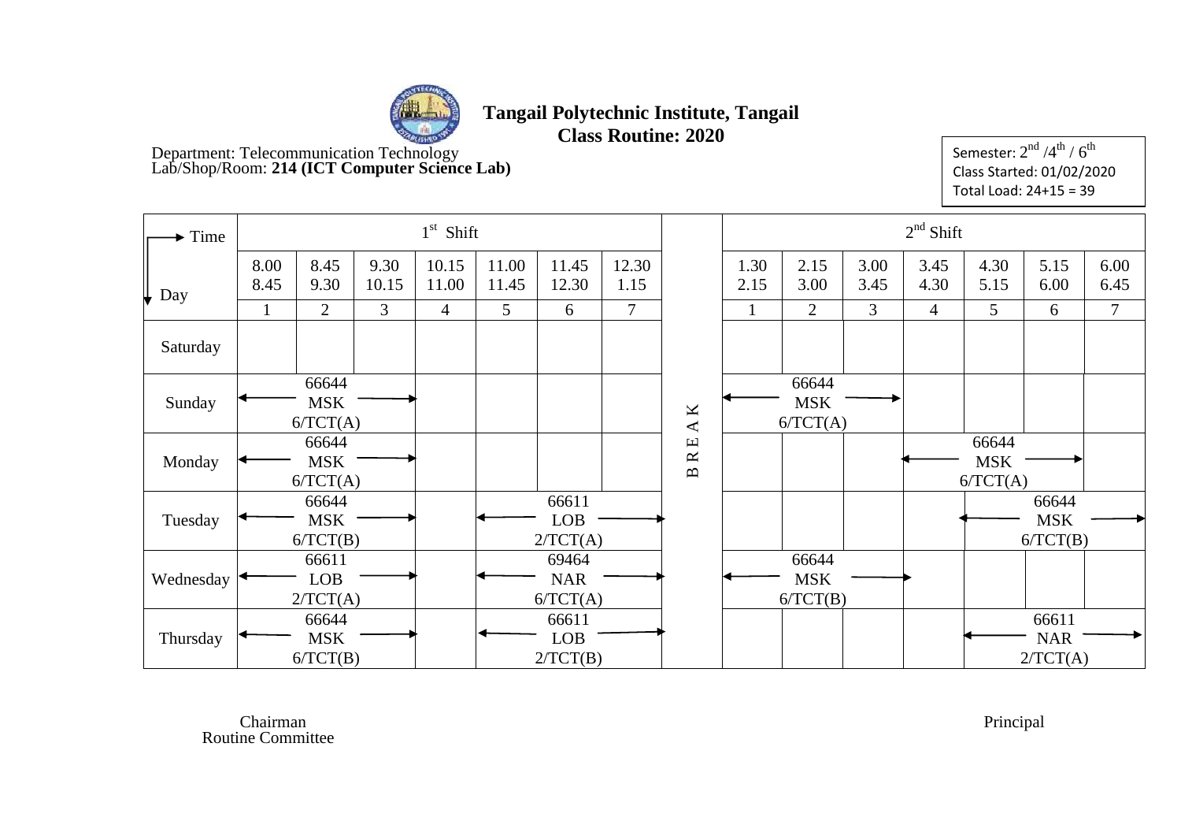# Tangail Polytechnic Institute, Tangail

## Class Routine: 2020

Department: Telecommunication Technology
Lab/Shop/Room: **214 (ICT Computer Science Lab)**

Semester: 2nd /4th / 6th
Class Started: 01/02/2020
Total Load: 24+15 = 39

| Time → / Day ↓ | 1st Shift | | | | | | | | 2nd Shift | | | | | | |
|---|---|---|---|---|---|---|---|---|---|---|---|---|---|---|---|
| | 8.00 8.45 | 8.45 9.30 | 9.30 10.15 | 10.15 11.00 | 11.00 11.45 | 11.45 12.30 | 12.30 1.15 | | 1.30 2.15 | 2.15 3.00 | 3.00 3.45 | 3.45 4.30 | 4.30 5.15 | 5.15 6.00 | 6.00 6.45 |
| | 1 | 2 | 3 | 4 | 5 | 6 | 7 | | 1 | 2 | 3 | 4 | 5 | 6 | 7 |
| Saturday | | | | | | | | | | | | | | | |
| Sunday | ← 66644 MSK 6/TCT(A) → | | | | | | | B | ← 66644 MSK 6/TCT(A) → | | | | | | |
| Monday | ← 66644 MSK 6/TCT(A) → | | | | | | | R E | | | | ← 66644 MSK 6/TCT(A) → | | | |
| Tuesday | ← 66644 MSK 6/TCT(B) → | | | | ← 66611 LOB 2/TCT(A) → | | | A | | | | | ← 66644 MSK 6/TCT(B) → | | |
| Wednesday | ← 66611 LOB 2/TCT(A) → | | | | ← 69464 NAR 6/TCT(A) → | | | K | ← 66644 MSK 6/TCT(B) → | | | | | | |
| Thursday | ← 66644 MSK 6/TCT(B) → | | | | ← 66611 LOB 2/TCT(B) → | | | | | | | | ← 66611 NAR 2/TCT(A) → | | |

Chairman
Routine Committee

Principal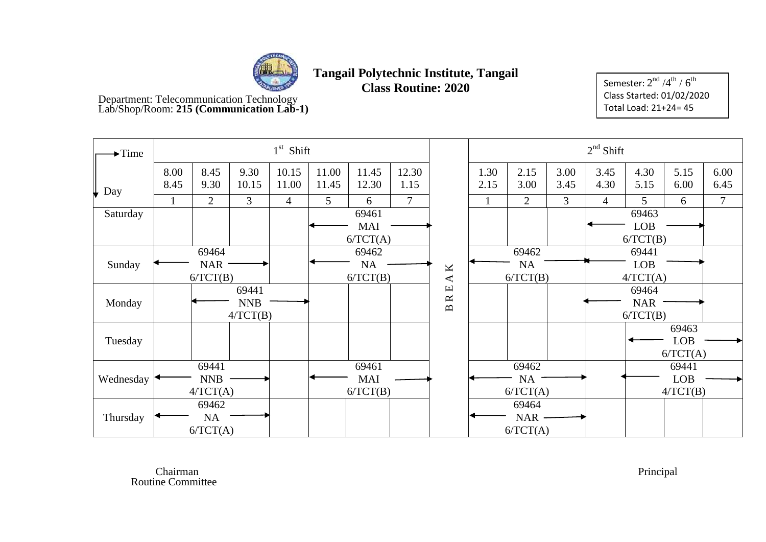# Tangail Polytechnic Institute, Tangail
## Class Routine: 2020

Department: Telecommunication Technology
Lab/Shop/Room: **215 (Communication Lab-1)**

Semester: $2^{nd}$ / $4^{th}$ / $6^{th}$
Class Started: 01/02/2020
Total Load: 21+24= 45

| Time → / Day ↓ | 1st Shift | | | | | | | | 2nd Shift | | | | | | |
|---|---|---|---|---|---|---|---|---|---|---|---|---|---|---|---|
| | 8.00 8.45 | 8.45 9.30 | 9.30 10.15 | 10.15 11.00 | 11.00 11.45 | 11.45 12.30 | 12.30 1.15 | | 1.30 2.15 | 2.15 3.00 | 3.00 3.45 | 3.45 4.30 | 4.30 5.15 | 5.15 6.00 | 6.00 6.45 |
| | 1 | 2 | 3 | 4 | 5 | 6 | 7 | | 1 | 2 | 3 | 4 | 5 | 6 | 7 |
| Saturday | | | | | ← 69461 MAI 6/TCT(A) → | | | B | | | | ← 69463 LOB 6/TCT(B) → | | | |
| Sunday | ← 69464 NAR 6/TCT(B) → | | | | ← 69462 NA 6/TCT(B) → | | | R | ← 69462 NA 6/TCT(B) → | | | ← 69441 LOB 4/TCT(A) → | | | |
| Monday | | ← 69441 NNB 4/TCT(B) → | | | | | | E | | | | ← 69464 NAR 6/TCT(B) → | | | |
| Tuesday | | | | | | | | A | | | | | ← 69463 LOB 6/TCT(A) → | | |
| Wednesday | ← 69441 NNB 4/TCT(A) → | | | | ← 69461 MAI 6/TCT(B) → | | | K | ← 69462 NA 6/TCT(A) → | | | | ← 69441 LOB 4/TCT(B) → | | |
| Thursday | ← 69462 NA 6/TCT(A) → | | | | | | | | ← 69464 NAR 6/TCT(A) → | | | | | | |

Chairman
Routine Committee

Principal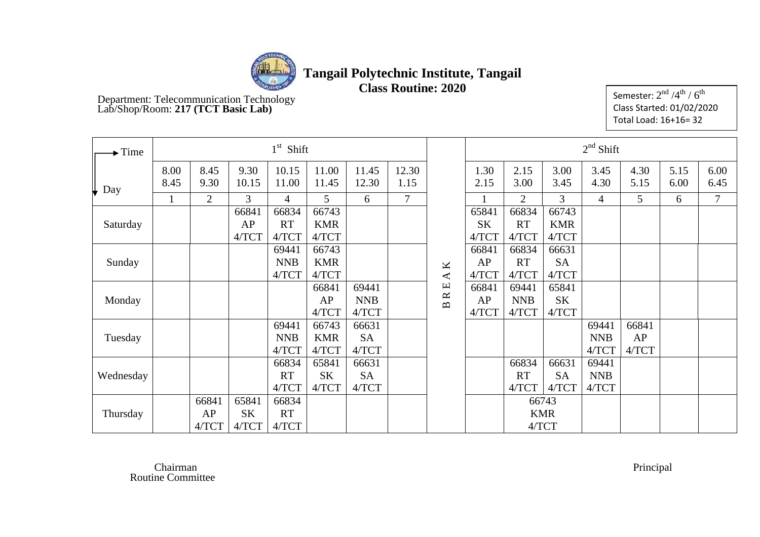# Tangail Polytechnic Institute, Tangail

## Class Routine: 2020

Department: Telecommunication Technology
Lab/Shop/Room: **217 (TCT Basic Lab)**

Semester: $2^{nd}$ / $4^{th}$ / $6^{th}$
Class Started: 01/02/2020
Total Load: 16+16= 32

| Time / Day | 1st Shift | | | | | | | | 2nd Shift | | | | | | |
|---|---|---|---|---|---|---|---|---|---|---|---|---|---|---|---|
| | 8.00 8.45 | 8.45 9.30 | 9.30 10.15 | 10.15 11.00 | 11.00 11.45 | 11.45 12.30 | 12.30 1.15 | | 1.30 2.15 | 2.15 3.00 | 3.00 3.45 | 3.45 4.30 | 4.30 5.15 | 5.15 6.00 | 6.00 6.45 |
| | 1 | 2 | 3 | 4 | 5 | 6 | 7 | | 1 | 2 | 3 | 4 | 5 | 6 | 7 |
| Saturday | | | 66841 AP 4/TCT | 66834 RT 4/TCT | 66743 KMR 4/TCT | | | B | 65841 SK 4/TCT | 66834 RT 4/TCT | 66743 KMR 4/TCT | | | | |
| Sunday | | | | 69441 NNB 4/TCT | 66743 KMR 4/TCT | | | R | 66841 AP 4/TCT | 66834 RT 4/TCT | 66631 SA 4/TCT | | | | |
| Monday | | | | | 66841 AP 4/TCT | 69441 NNB 4/TCT | | E | 66841 AP 4/TCT | 69441 NNB 4/TCT | 65841 SK 4/TCT | | | | |
| Tuesday | | | | 69441 NNB 4/TCT | 66743 KMR 4/TCT | 66631 SA 4/TCT | | A | | | | 69441 NNB 4/TCT | 66841 AP 4/TCT | | |
| Wednesday | | | | 66834 RT 4/TCT | 65841 SK 4/TCT | 66631 SA 4/TCT | | K | | 66834 RT 4/TCT | 66631 SA 4/TCT | 69441 NNB 4/TCT | | | |
| Thursday | | 66841 AP 4/TCT | 65841 SK 4/TCT | 66834 RT 4/TCT | | | | | | 66743 KMR 4/TCT | | | | | |

Chairman
Routine Committee

Principal